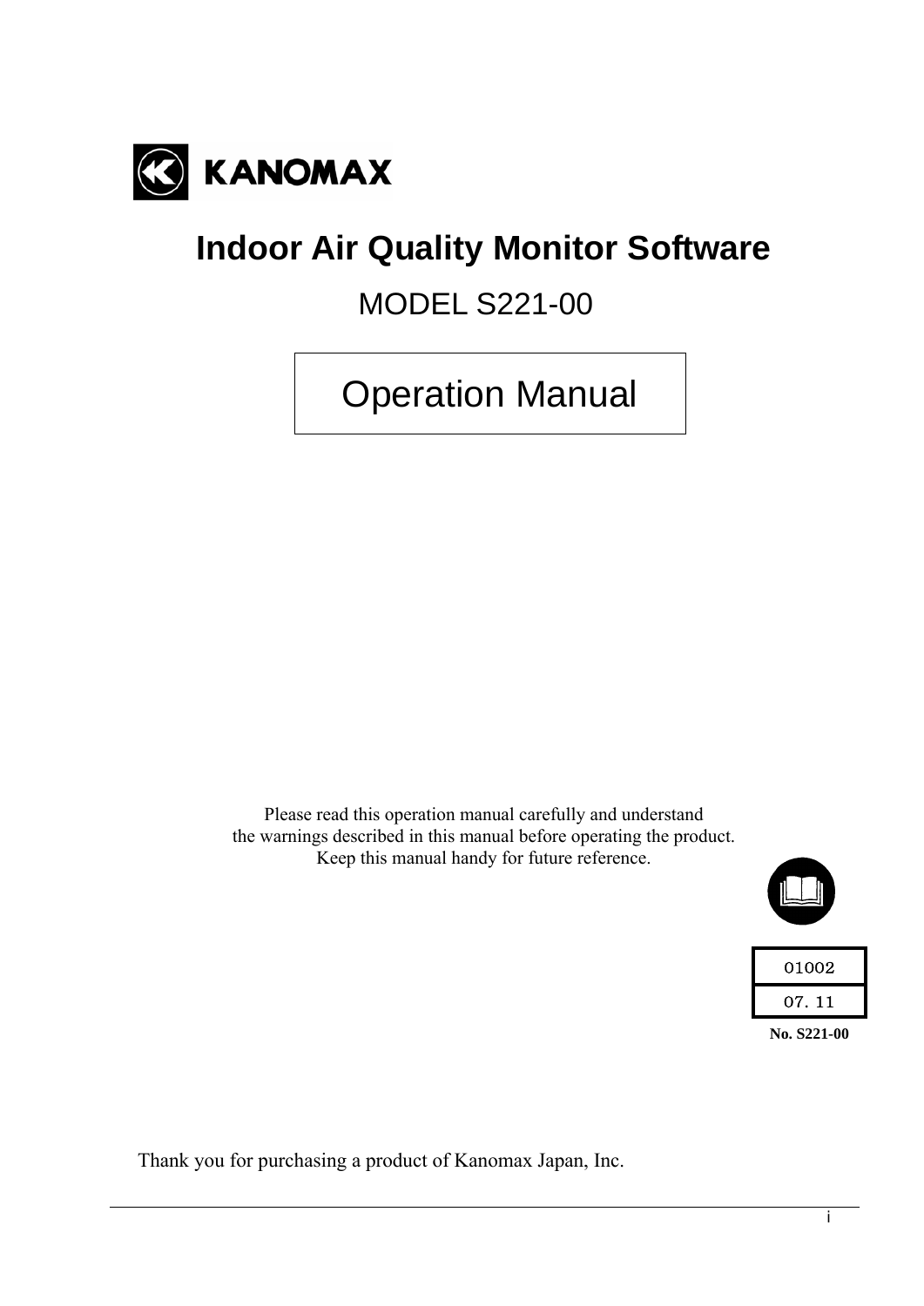KANOMAX

# Indoor Air Quality Monitor Software

MODEL S221-00

## Operation Manual

Please read this operation manual carefully and understand
the warnings described in this manual before operating the product.
Keep this manual handy for future reference.

| 01002 |
| --- |
| 07. 11 |

**No. S221-00**

Thank you for purchasing a product of Kanomax Japan, Inc.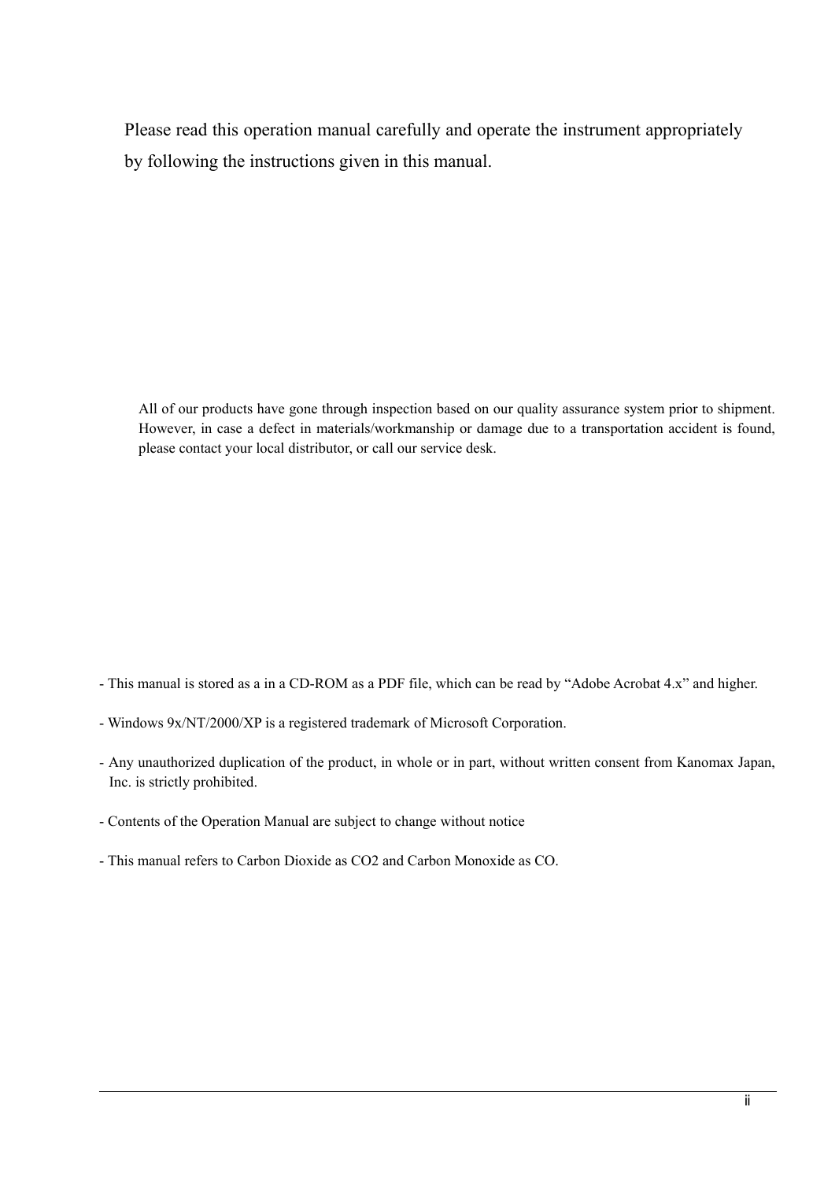Please read this operation manual carefully and operate the instrument appropriately by following the instructions given in this manual.

All of our products have gone through inspection based on our quality assurance system prior to shipment. However, in case a defect in materials/workmanship or damage due to a transportation accident is found, please contact your local distributor, or call our service desk.

- This manual is stored as a in a CD-ROM as a PDF file, which can be read by “Adobe Acrobat 4.x” and higher.
- Windows 9x/NT/2000/XP is a registered trademark of Microsoft Corporation.
- Any unauthorized duplication of the product, in whole or in part, without written consent from Kanomax Japan, Inc. is strictly prohibited.
- Contents of the Operation Manual are subject to change without notice
- This manual refers to Carbon Dioxide as CO2 and Carbon Monoxide as CO.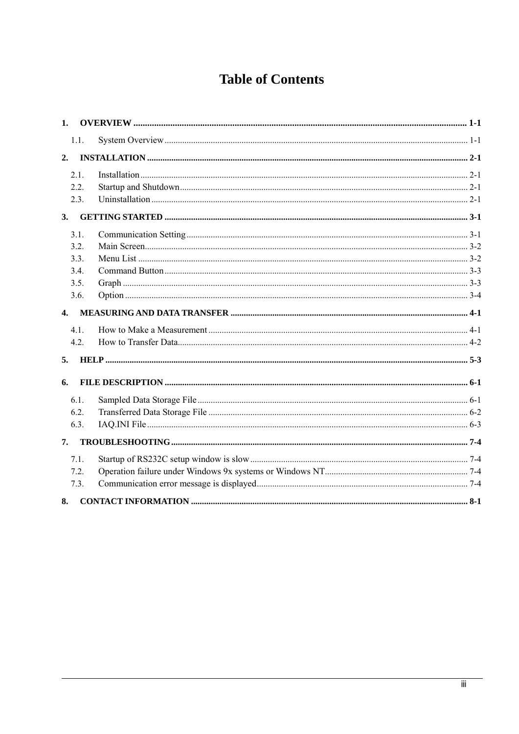# Table of Contents

**1. OVERVIEW** ..... **1-1**

1.1. System Overview ..... 1-1

**2. INSTALLATION** ..... **2-1**

2.1. Installation ..... 2-1
2.2. Startup and Shutdown ..... 2-1
2.3. Uninstallation ..... 2-1

**3. GETTING STARTED** ..... **3-1**

3.1. Communication Setting ..... 3-1
3.2. Main Screen ..... 3-2
3.3. Menu List ..... 3-2
3.4. Command Button ..... 3-3
3.5. Graph ..... 3-3
3.6. Option ..... 3-4

**4. MEASURING AND DATA TRANSFER** ..... **4-1**

4.1. How to Make a Measurement ..... 4-1
4.2. How to Transfer Data ..... 4-2

**5. HELP** ..... **5-3**

**6. FILE DESCRIPTION** ..... **6-1**

6.1. Sampled Data Storage File ..... 6-1
6.2. Transferred Data Storage File ..... 6-2
6.3. IAQ.INI File ..... 6-3

**7. TROUBLESHOOTING** ..... **7-4**

7.1. Startup of RS232C setup window is slow ..... 7-4
7.2. Operation failure under Windows 9x systems or Windows NT ..... 7-4
7.3. Communication error message is displayed ..... 7-4

**8. CONTACT INFORMATION** ..... **8-1**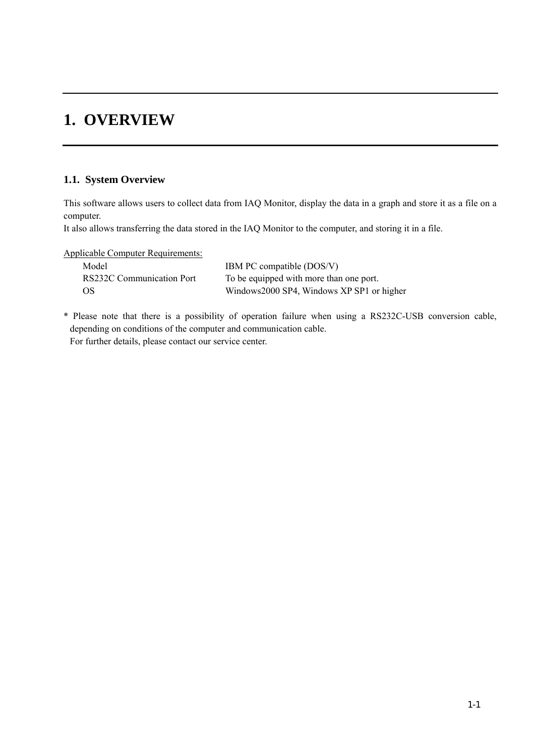# 1. OVERVIEW

## 1.1. System Overview

This software allows users to collect data from IAQ Monitor, display the data in a graph and store it as a file on a computer.
It also allows transferring the data stored in the IAQ Monitor to the computer, and storing it in a file.

Applicable Computer Requirements:

| | |
|---|---|
| Model | IBM PC compatible (DOS/V) |
| RS232C Communication Port | To be equipped with more than one port. |
| OS | Windows2000 SP4, Windows XP SP1 or higher |

* Please note that there is a possibility of operation failure when using a RS232C-USB conversion cable, depending on conditions of the computer and communication cable.
  For further details, please contact our service center.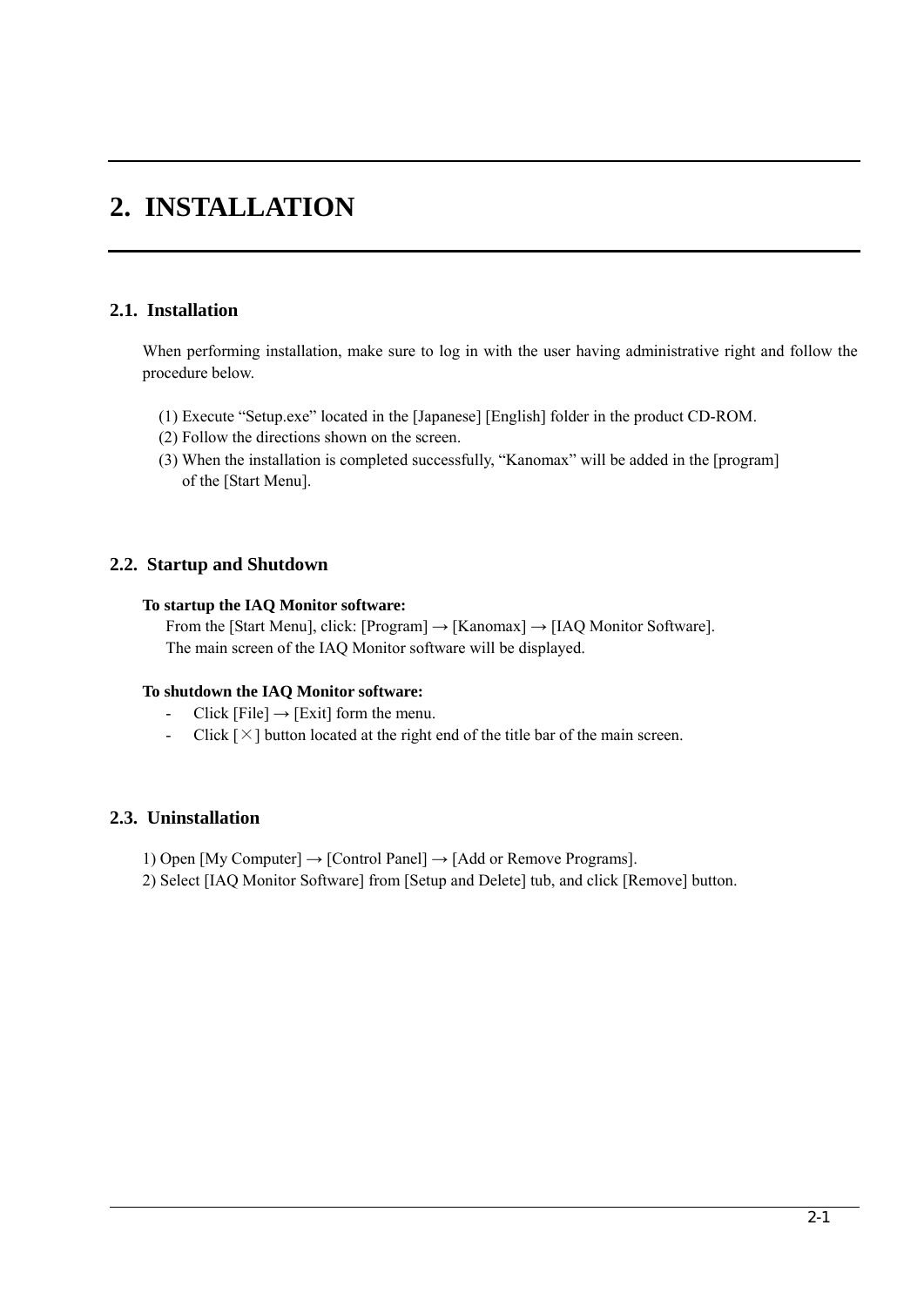# 2. INSTALLATION

## 2.1. Installation

When performing installation, make sure to log in with the user having administrative right and follow the procedure below.

(1) Execute “Setup.exe” located in the [Japanese] [English] folder in the product CD-ROM.
(2) Follow the directions shown on the screen.
(3) When the installation is completed successfully, “Kanomax” will be added in the [program] of the [Start Menu].

## 2.2. Startup and Shutdown

**To startup the IAQ Monitor software:**

From the [Start Menu], click: [Program] → [Kanomax] → [IAQ Monitor Software].
The main screen of the IAQ Monitor software will be displayed.

**To shutdown the IAQ Monitor software:**

- Click [File] → [Exit] form the menu.
- Click [×] button located at the right end of the title bar of the main screen.

## 2.3. Uninstallation

1) Open [My Computer] → [Control Panel] → [Add or Remove Programs].
2) Select [IAQ Monitor Software] from [Setup and Delete] tub, and click [Remove] button.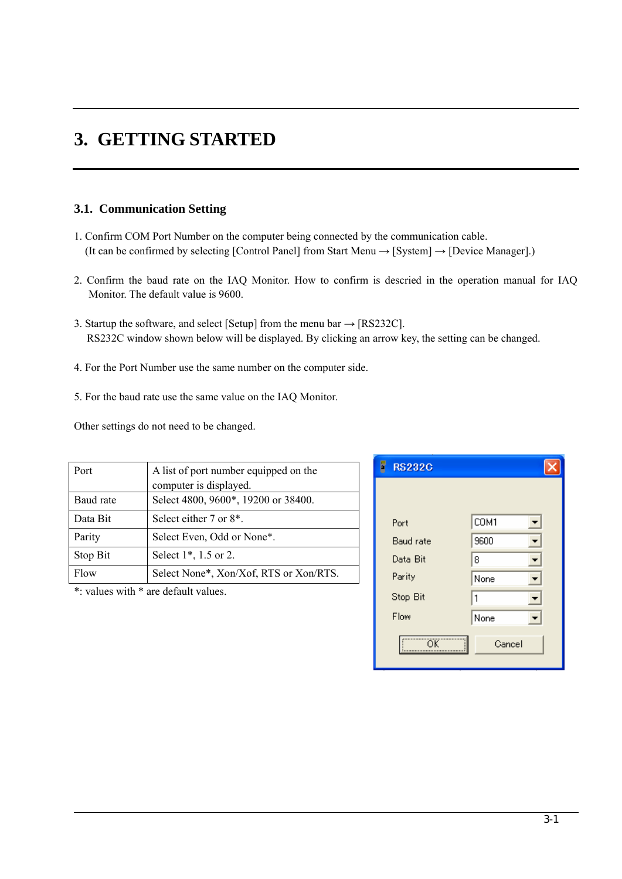# 3. GETTING STARTED

## 3.1. Communication Setting

1. Confirm COM Port Number on the computer being connected by the communication cable.
   (It can be confirmed by selecting [Control Panel] from Start Menu → [System] → [Device Manager].)

2. Confirm the baud rate on the IAQ Monitor. How to confirm is descried in the operation manual for IAQ Monitor. The default value is 9600.

3. Startup the software, and select [Setup] from the menu bar → [RS232C].
   RS232C window shown below will be displayed. By clicking an arrow key, the setting can be changed.

4. For the Port Number use the same number on the computer side.

5. For the baud rate use the same value on the IAQ Monitor.

Other settings do not need to be changed.

| Port | A list of port number equipped on the computer is displayed. |
|---|---|
| Baud rate | Select 4800, 9600*, 19200 or 38400. |
| Data Bit | Select either 7 or 8*. |
| Parity | Select Even, Odd or None*. |
| Stop Bit | Select 1*, 1.5 or 2. |
| Flow | Select None*, Xon/Xof, RTS or Xon/RTS. |

*: values with * are default values.

RS232C

| Port | COM1 |
|---|---|
| Baud rate | 9600 |
| Data Bit | 8 |
| Parity | None |
| Stop Bit | 1 |
| Flow | None |

OK Cancel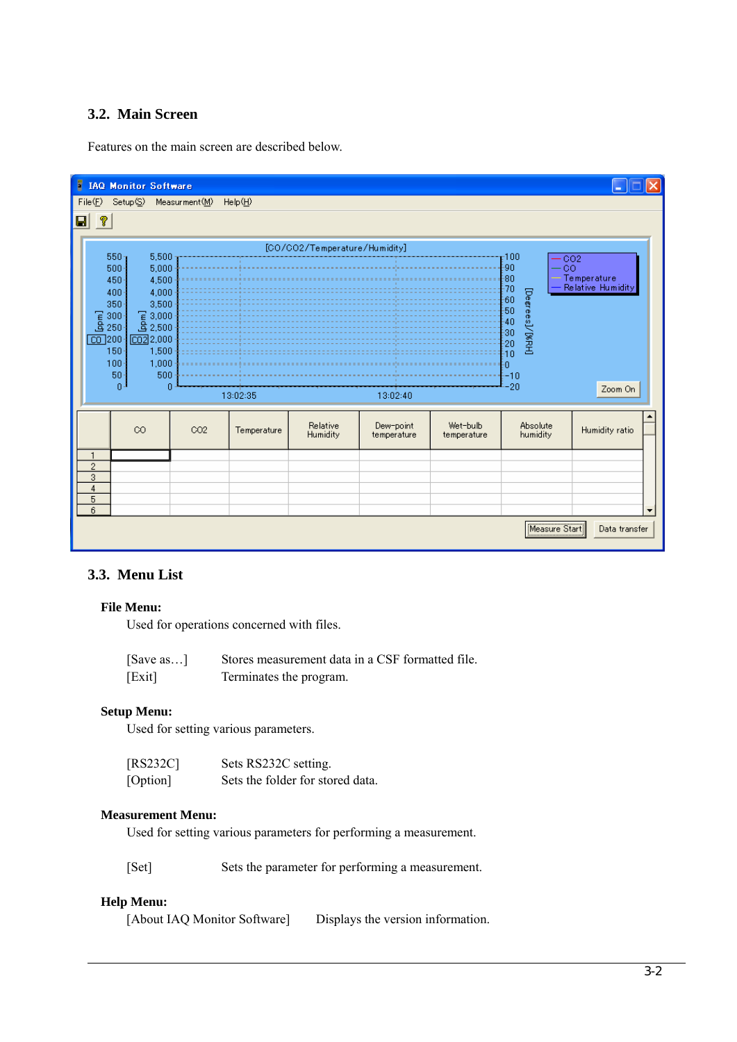## 3.2. Main Screen

Features on the main screen are described below.

## 3.3. Menu List

**File Menu:**

Used for operations concerned with files.

[Save as…] Stores measurement data in a CSF formatted file.
[Exit] Terminates the program.

**Setup Menu:**

Used for setting various parameters.

[RS232C] Sets RS232C setting.
[Option] Sets the folder for stored data.

**Measurement Menu:**

Used for setting various parameters for performing a measurement.

[Set] Sets the parameter for performing a measurement.

**Help Menu:**

[About IAQ Monitor Software] Displays the version information.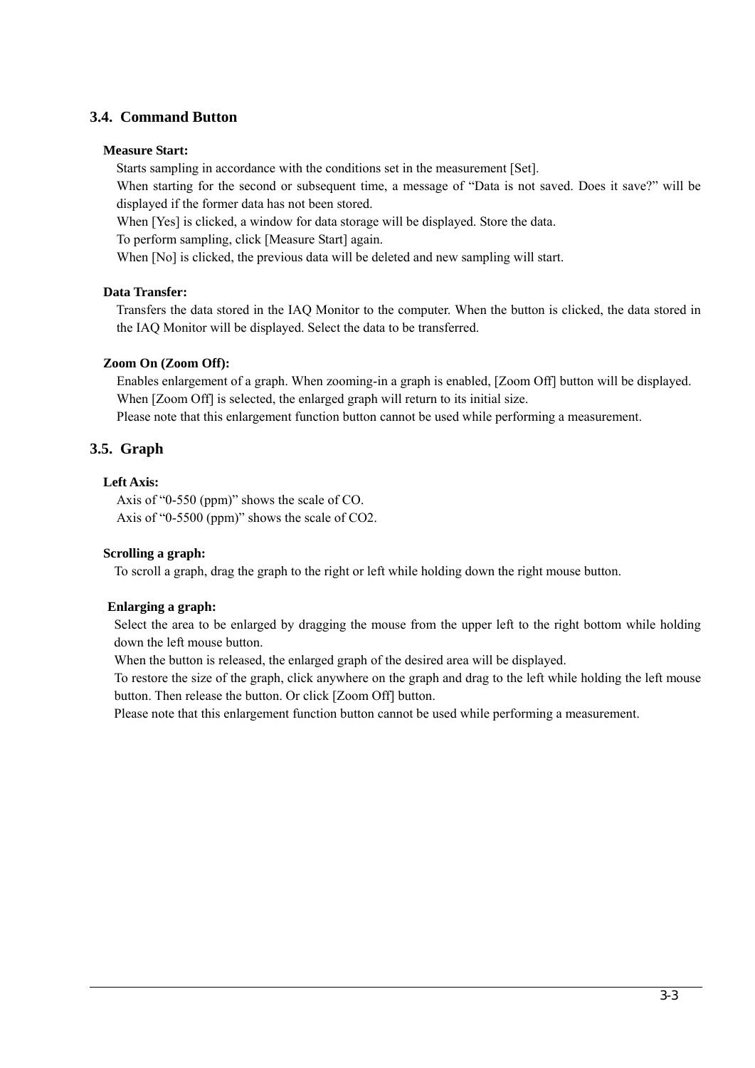## 3.4. Command Button

**Measure Start:**

Starts sampling in accordance with the conditions set in the measurement [Set].

When starting for the second or subsequent time, a message of "Data is not saved. Does it save?" will be displayed if the former data has not been stored.

When [Yes] is clicked, a window for data storage will be displayed. Store the data.

To perform sampling, click [Measure Start] again.

When [No] is clicked, the previous data will be deleted and new sampling will start.

**Data Transfer:**

Transfers the data stored in the IAQ Monitor to the computer. When the button is clicked, the data stored in the IAQ Monitor will be displayed. Select the data to be transferred.

**Zoom On (Zoom Off):**

Enables enlargement of a graph. When zooming-in a graph is enabled, [Zoom Off] button will be displayed.

When [Zoom Off] is selected, the enlarged graph will return to its initial size.

Please note that this enlargement function button cannot be used while performing a measurement.

## 3.5. Graph

**Left Axis:**

Axis of "0-550 (ppm)" shows the scale of CO.

Axis of "0-5500 (ppm)" shows the scale of $CO_2$.

**Scrolling a graph:**

To scroll a graph, drag the graph to the right or left while holding down the right mouse button.

**Enlarging a graph:**

Select the area to be enlarged by dragging the mouse from the upper left to the right bottom while holding down the left mouse button.

When the button is released, the enlarged graph of the desired area will be displayed.

To restore the size of the graph, click anywhere on the graph and drag to the left while holding the left mouse button. Then release the button. Or click [Zoom Off] button.

Please note that this enlargement function button cannot be used while performing a measurement.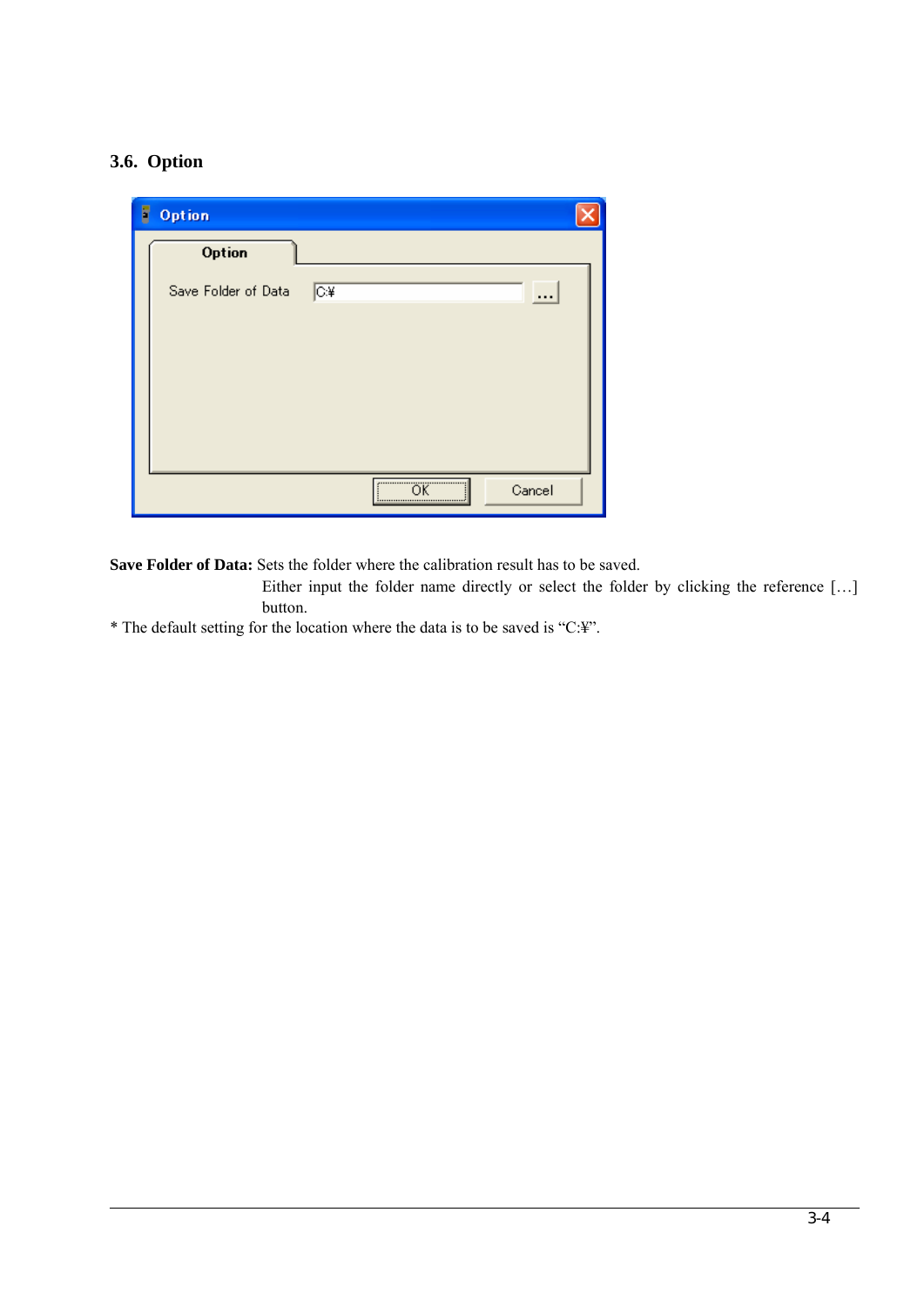### 3.6. Option

**Save Folder of Data:** Sets the folder where the calibration result has to be saved.
Either input the folder name directly or select the folder by clicking the reference […] button.

* The default setting for the location where the data is to be saved is “C:¥”.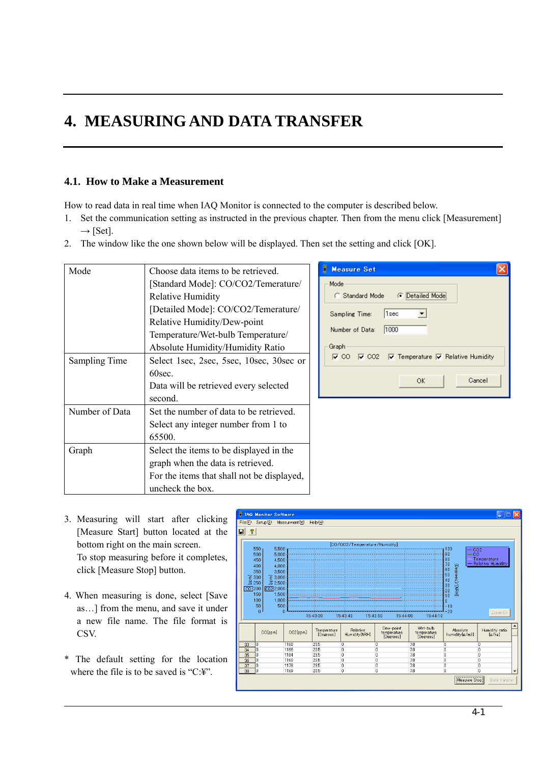# 4. MEASURING AND DATA TRANSFER

## 4.1. How to Make a Measurement

How to read data in real time when IAQ Monitor is connected to the computer is described below.

1. Set the communication setting as instructed in the previous chapter. Then from the menu click [Measurement] → [Set].
2. The window like the one shown below will be displayed. Then set the setting and click [OK].

| Mode | Choose data items to be retrieved.<br>[Standard Mode]: CO/CO2/Temerature/Relative Humidity<br>[Detailed Mode]: CO/CO2/Temerature/Relative Humidity/Dew-point Temperature/Wet-bulb Temperature/Absolute Humidity/Humidity Ratio |
|---|---|
| Sampling Time | Select 1sec, 2sec, 5sec, 10sec, 30sec or 60sec.<br>Data will be retrieved every selected second. |
| Number of Data | Set the number of data to be retrieved. Select any integer number from 1 to 65500. |
| Graph | Select the items to be displayed in the graph when the data is retrieved.<br>For the items that shall not be displayed, uncheck the box. |

3. Measuring will start after clicking [Measure Start] button located at the bottom right on the main screen.
   To stop measuring before it completes, click [Measure Stop] button.

4. When measuring is done, select [Save as…] from the menu, and save it under a new file name. The file format is CSV.

\* The default setting for the location where the file is to be saved is "C:¥".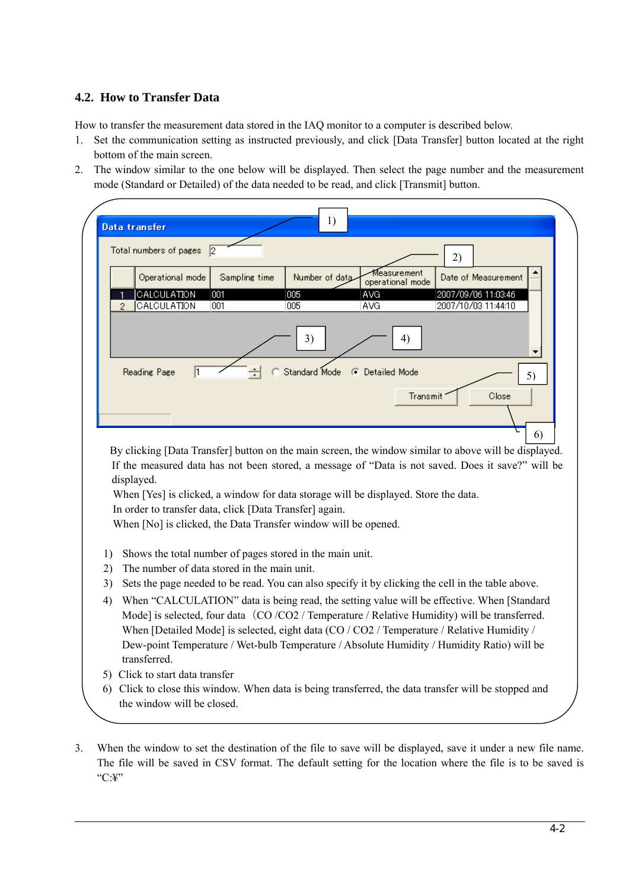## 4.2. How to Transfer Data

How to transfer the measurement data stored in the IAQ monitor to a computer is described below.

1. Set the communication setting as instructed previously, and click [Data Transfer] button located at the right bottom of the main screen.
2. The window similar to the one below will be displayed. Then select the page number and the measurement mode (Standard or Detailed) of the data needed to be read, and click [Transmit] button.

**Data transfer**

Total numbers of pages: 2 — 1)

2)

| | Operational mode | Sampling time | Number of data | Measurement operational mode | Date of Measurement |
|---|---|---|---|---|---|
| 1 | CALCULATION | 001 | 005 | AVG | 2007/09/06 11:03:46 |
| 2 | CALCULATION | 001 | 005 | AVG | 2007/10/03 11:44:10 |

Reading Page: 1 — 3)

○ Standard Mode ◉ Detailed Mode — 4)

[Transmit] — 5) [Close] — 6)

By clicking [Data Transfer] button on the main screen, the window similar to above will be displayed. If the measured data has not been stored, a message of "Data is not saved. Does it save?" will be displayed.
When [Yes] is clicked, a window for data storage will be displayed. Store the data.
In order to transfer data, click [Data Transfer] again.
When [No] is clicked, the Data Transfer window will be opened.

1) Shows the total number of pages stored in the main unit.
2) The number of data stored in the main unit.
3) Sets the page needed to be read. You can also specify it by clicking the cell in the table above.
4) When "CALCULATION" data is being read, the setting value will be effective. When [Standard Mode] is selected, four data（CO /CO2 / Temperature / Relative Humidity) will be transferred. When [Detailed Mode] is selected, eight data (CO / CO2 / Temperature / Relative Humidity / Dew-point Temperature / Wet-bulb Temperature / Absolute Humidity / Humidity Ratio) will be transferred.
5) Click to start data transfer
6) Click to close this window. When data is being transferred, the data transfer will be stopped and the window will be closed.

3. When the window to set the destination of the file to save will be displayed, save it under a new file name. The file will be saved in CSV format. The default setting for the location where the file is to be saved is "C:¥"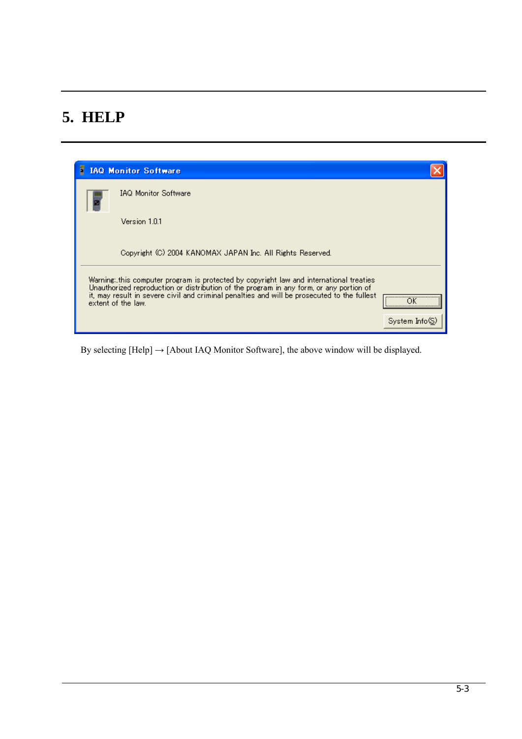# 5. HELP

IAQ Monitor Software

IAQ Monitor Software

Version 1.0.1

Copyright (C) 2004 KANOMAX JAPAN Inc. All Rights Reserved.

Warning:.this computer program is protected by copyright law and international treaties Unauthorized reproduction or distribution of the program in any form, or any portion of it, may result in severe civil and criminal penalties and will be prosecuted to the fullest extent of the law.

OK

System Info(S)

By selecting [Help] → [About IAQ Monitor Software], the above window will be displayed.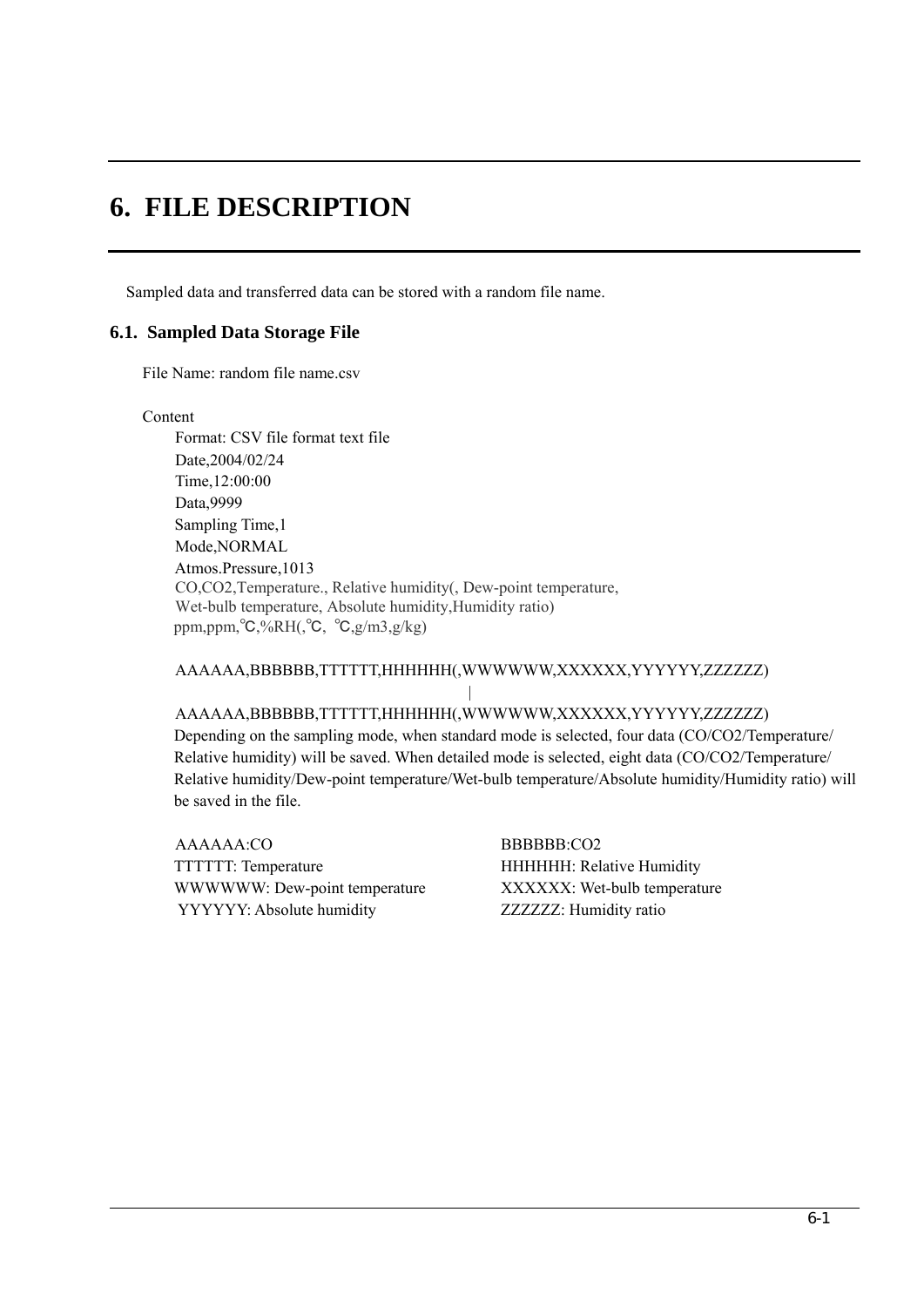# 6. FILE DESCRIPTION

Sampled data and transferred data can be stored with a random file name.

## 6.1. Sampled Data Storage File

File Name: random file name.csv

Content

Format: CSV file format text file

```
Date,2004/02/24
Time,12:00:00
Data,9999
Sampling Time,1
Mode,NORMAL
Atmos.Pressure,1013
CO,CO2,Temperature., Relative humidity(, Dew-point temperature,
Wet-bulb temperature, Absolute humidity,Humidity ratio)
ppm,ppm,℃,%RH(,℃, ℃,g/m3,g/kg)

AAAAAA,BBBBBB,TTTTTT,HHHHHH(,WWWWWW,XXXXXX,YYYYYY,ZZZZZZ)
                                    |
AAAAAA,BBBBBB,TTTTTT,HHHHHH(,WWWWWW,XXXXXX,YYYYYY,ZZZZZZ)
```

Depending on the sampling mode, when standard mode is selected, four data (CO/CO2/Temperature/Relative humidity) will be saved. When detailed mode is selected, eight data (CO/CO2/Temperature/Relative humidity/Dew-point temperature/Wet-bulb temperature/Absolute humidity/Humidity ratio) will be saved in the file.

AAAAAA:CO
BBBBBB:CO2
TTTTTT: Temperature
HHHHHH: Relative Humidity
WWWWWW: Dew-point temperature
XXXXXX: Wet-bulb temperature
YYYYYY: Absolute humidity
ZZZZZZ: Humidity ratio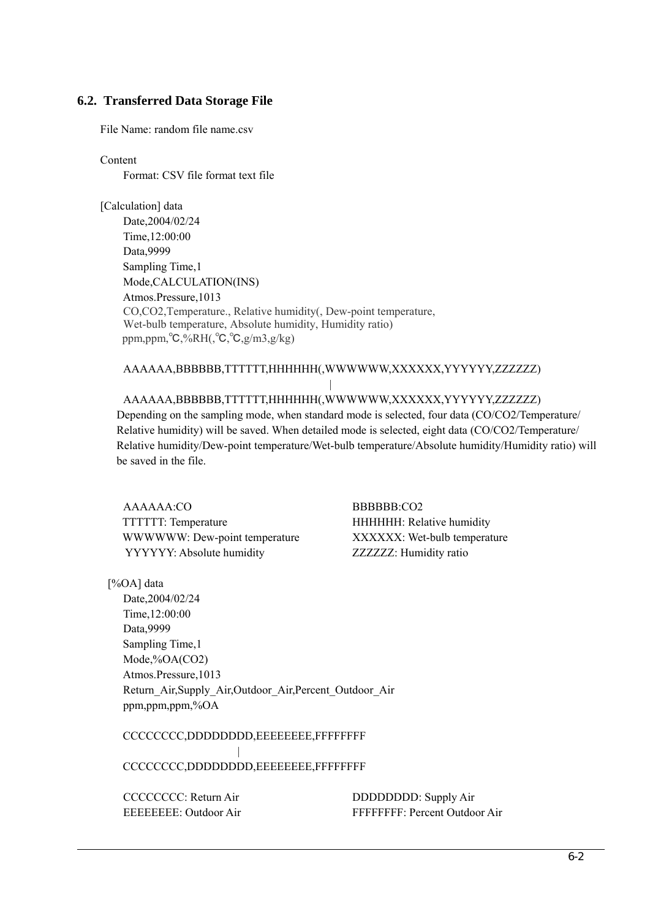## 6.2. Transferred Data Storage File

File Name: random file name.csv

Content

Format: CSV file format text file

[Calculation] data

```
Date,2004/02/24
Time,12:00:00
Data,9999
Sampling Time,1
Mode,CALCULATION(INS)
Atmos.Pressure,1013
CO,CO2,Temperature., Relative humidity(, Dew-point temperature,
Wet-bulb temperature, Absolute humidity, Humidity ratio)
ppm,ppm,℃,%RH(,℃,℃,g/m3,g/kg)

AAAAAA,BBBBBB,TTTTTT,HHHHHH(,WWWWWW,XXXXXX,YYYYYY,ZZZZZZ)
                                  |
AAAAAA,BBBBBB,TTTTTT,HHHHHH(,WWWWWW,XXXXXX,YYYYYY,ZZZZZZ)
```

Depending on the sampling mode, when standard mode is selected, four data (CO/CO2/Temperature/ Relative humidity) will be saved. When detailed mode is selected, eight data (CO/CO2/Temperature/ Relative humidity/Dew-point temperature/Wet-bulb temperature/Absolute humidity/Humidity ratio) will be saved in the file.

AAAAAA:CO
BBBBBB:CO2
TTTTTT: Temperature
HHHHHH: Relative humidity
WWWWWW: Dew-point temperature
XXXXXX: Wet-bulb temperature
YYYYYY: Absolute humidity
ZZZZZZ: Humidity ratio

[%OA] data

```
Date,2004/02/24
Time,12:00:00
Data,9999
Sampling Time,1
Mode,%OA(CO2)
Atmos.Pressure,1013
Return_Air,Supply_Air,Outdoor_Air,Percent_Outdoor_Air
ppm,ppm,ppm,%OA

CCCCCCCC,DDDDDDDD,EEEEEEEE,FFFFFFFF
                  |
CCCCCCCC,DDDDDDDD,EEEEEEEE,FFFFFFFF
```

CCCCCCCC: Return Air
DDDDDDDD: Supply Air
EEEEEEEE: Outdoor Air
FFFFFFFF: Percent Outdoor Air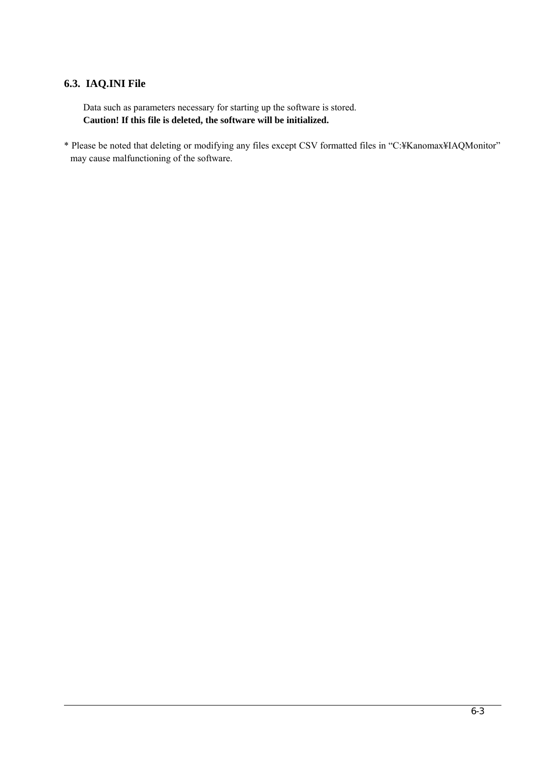### 6.3. IAQ.INI File

Data such as parameters necessary for starting up the software is stored.
**Caution! If this file is deleted, the software will be initialized.**

* Please be noted that deleting or modifying any files except CSV formatted files in “C:¥Kanomax¥IAQMonitor” may cause malfunctioning of the software.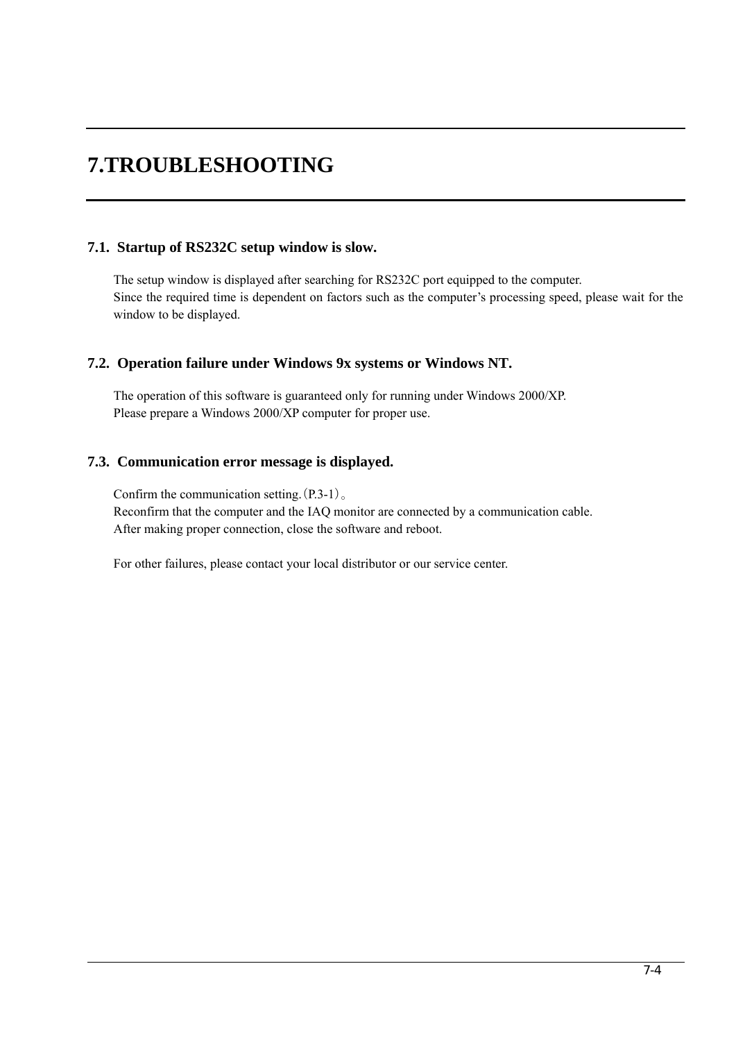# 7.TROUBLESHOOTING

## 7.1. Startup of RS232C setup window is slow.

The setup window is displayed after searching for RS232C port equipped to the computer.
Since the required time is dependent on factors such as the computer's processing speed, please wait for the window to be displayed.

## 7.2. Operation failure under Windows 9x systems or Windows NT.

The operation of this software is guaranteed only for running under Windows 2000/XP.
Please prepare a Windows 2000/XP computer for proper use.

## 7.3. Communication error message is displayed.

Confirm the communication setting.（P.3-1）。
Reconfirm that the computer and the IAQ monitor are connected by a communication cable.
After making proper connection, close the software and reboot.

For other failures, please contact your local distributor or our service center.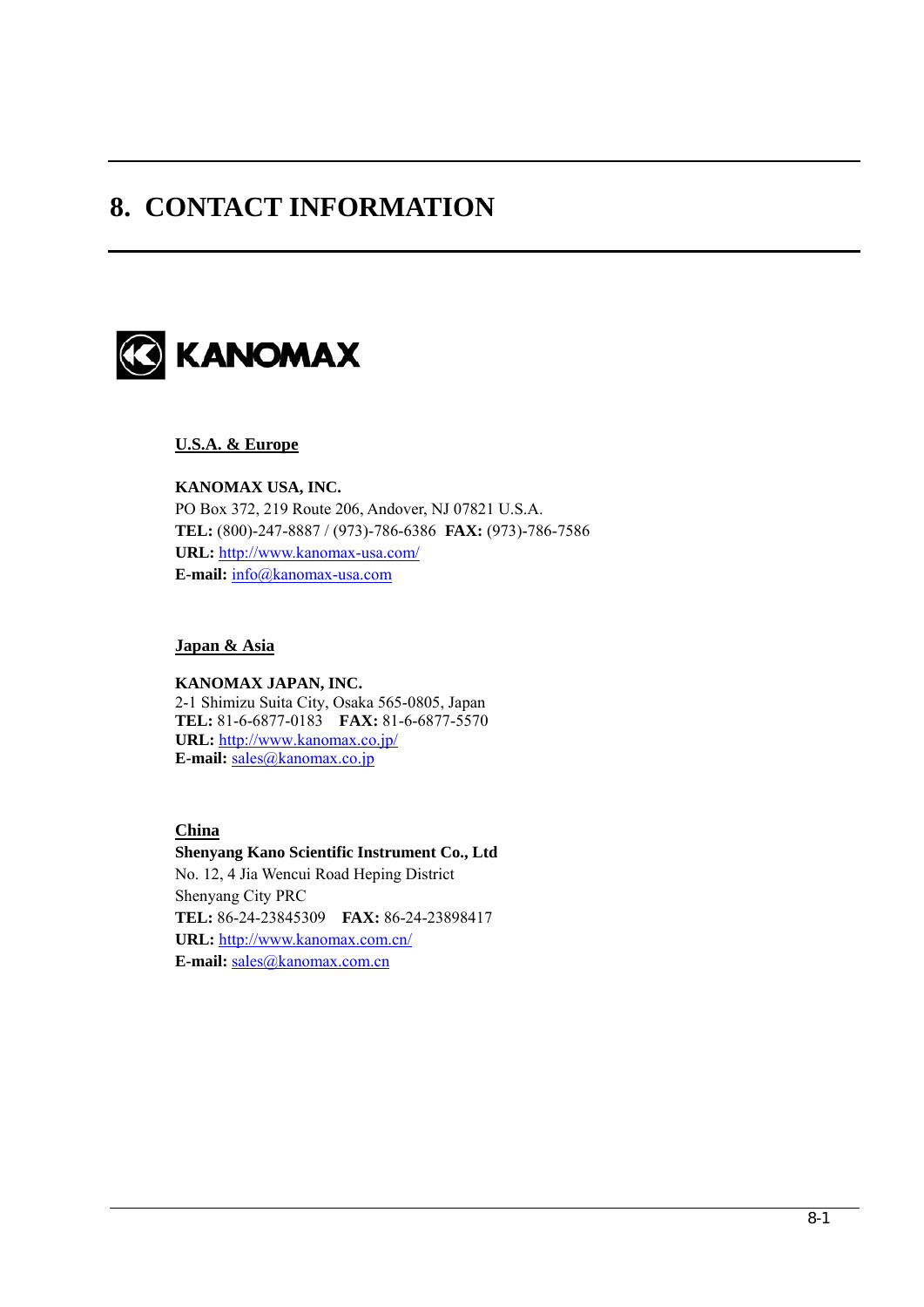# 8. CONTACT INFORMATION

KANOMAX

**U.S.A. & Europe**

**KANOMAX USA, INC.**
PO Box 372, 219 Route 206, Andover, NJ 07821 U.S.A.
**TEL:** (800)-247-8887 / (973)-786-6386 **FAX:** (973)-786-7586
**URL:** http://www.kanomax-usa.com/
**E-mail:** info@kanomax-usa.com

**Japan & Asia**

**KANOMAX JAPAN, INC.**
2-1 Shimizu Suita City, Osaka 565-0805, Japan
**TEL:** 81-6-6877-0183 **FAX:** 81-6-6877-5570
**URL:** http://www.kanomax.co.jp/
**E-mail:** sales@kanomax.co.jp

**China**
**Shenyang Kano Scientific Instrument Co., Ltd**
No. 12, 4 Jia Wencui Road Heping District
Shenyang City PRC
**TEL:** 86-24-23845309 **FAX:** 86-24-23898417
**URL:** http://www.kanomax.com.cn/
**E-mail:** sales@kanomax.com.cn